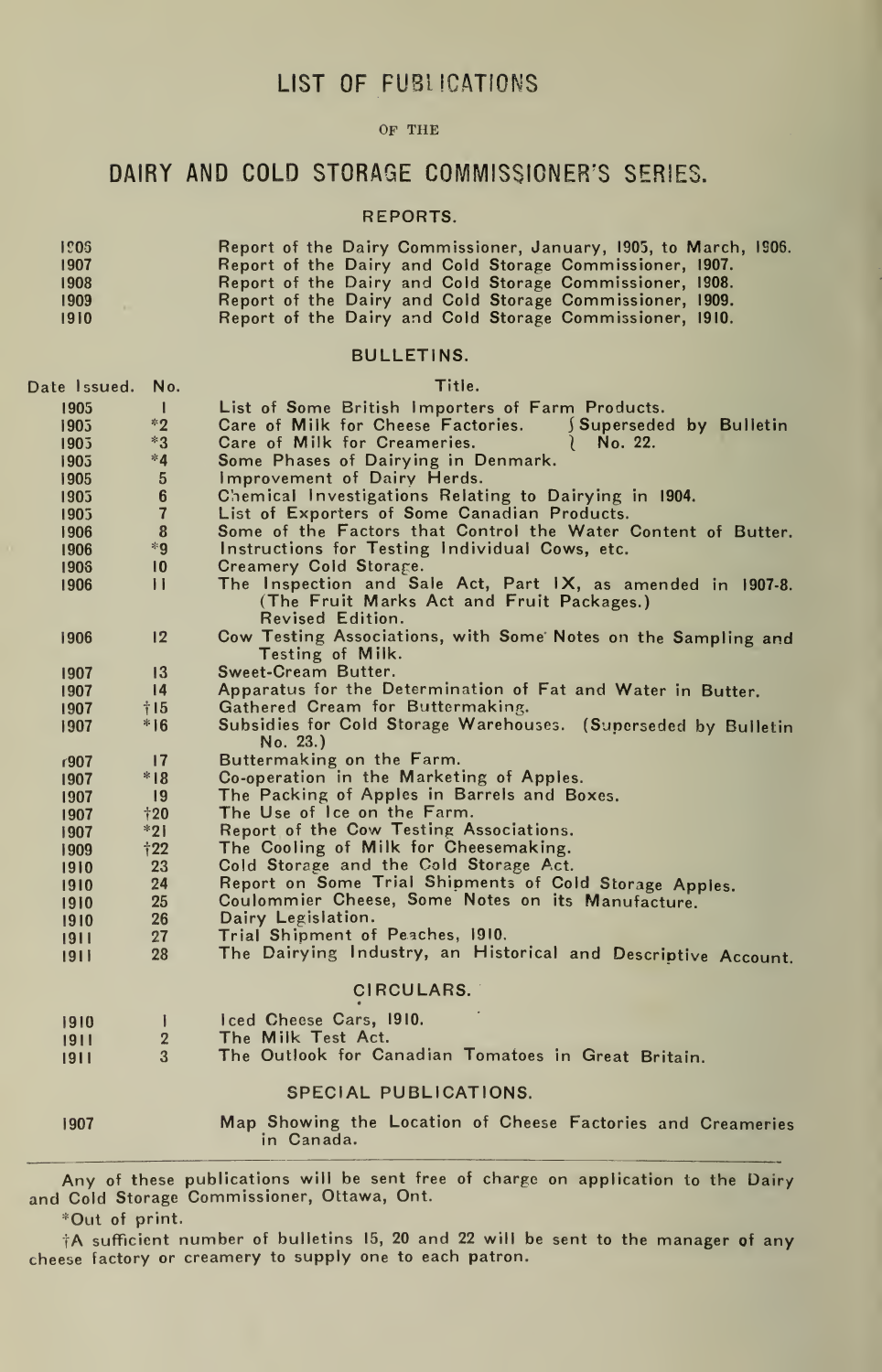# LIST OF PUBLICATIONS

OF THE

## DAIRY AND COLD STORAGE COMMISSIONER'S SERIES.

### REPORTS.

| | |
|---|---|
| 1906 | Report of the Dairy Commissioner, January, 1905, to March, 1906. |
| 1907 | Report of the Dairy and Cold Storage Commissioner, 1907. |
| 1908 | Report of the Dairy and Cold Storage Commissioner, 1908. |
| 1909 | Report of the Dairy and Cold Storage Commissioner, 1909. |
| 1910 | Report of the Dairy and Cold Storage Commissioner, 1910. |

### BULLETINS.

| Date Issued. | No. | Title. |
|---|---|---|
| 1905 | 1 | List of Some British Importers of Farm Products. |
| 1905 | *2 | Care of Milk for Cheese Factories. (Superseded by Bulletin No. 22.) |
| 1905 | *3 | Care of Milk for Creameries. (Superseded by Bulletin No. 22.) |
| 1905 | *4 | Some Phases of Dairying in Denmark. |
| 1905 | 5 | Improvement of Dairy Herds. |
| 1905 | 6 | Chemical Investigations Relating to Dairying in 1904. |
| 1905 | 7 | List of Exporters of Some Canadian Products. |
| 1906 | 8 | Some of the Factors that Control the Water Content of Butter. |
| 1906 | *9 | Instructions for Testing Individual Cows, etc. |
| 1906 | 10 | Creamery Cold Storage. |
| 1906 | 11 | The Inspection and Sale Act, Part IX, as amended in 1907-8. (The Fruit Marks Act and Fruit Packages.) Revised Edition. |
| 1906 | 12 | Cow Testing Associations, with Some Notes on the Sampling and Testing of Milk. |
| 1907 | 13 | Sweet-Cream Butter. |
| 1907 | 14 | Apparatus for the Determination of Fat and Water in Butter. |
| 1907 | †15 | Gathered Cream for Buttermaking. |
| 1907 | *16 | Subsidies for Cold Storage Warehouses. (Superseded by Bulletin No. 23.) |
| 1907 | 17 | Buttermaking on the Farm. |
| 1907 | *18 | Co-operation in the Marketing of Apples. |
| 1907 | 19 | The Packing of Apples in Barrels and Boxes. |
| 1907 | †20 | The Use of Ice on the Farm. |
| 1907 | *21 | Report of the Cow Testing Associations. |
| 1909 | †22 | The Cooling of Milk for Cheesemaking. |
| 1910 | 23 | Cold Storage and the Cold Storage Act. |
| 1910 | 24 | Report on Some Trial Shipments of Cold Storage Apples. |
| 1910 | 25 | Coulommier Cheese, Some Notes on its Manufacture. |
| 1910 | 26 | Dairy Legislation. |
| 1911 | 27 | Trial Shipment of Peaches, 1910. |
| 1911 | 28 | The Dairying Industry, an Historical and Descriptive Account. |

### CIRCULARS.

| | | |
|---|---|---|
| 1910 | 1 | Iced Cheese Cars, 1910. |
| 1911 | 2 | The Milk Test Act. |
| 1911 | 3 | The Outlook for Canadian Tomatoes in Great Britain. |

### SPECIAL PUBLICATIONS.

| | |
|---|---|
| 1907 | Map Showing the Location of Cheese Factories and Creameries in Canada. |

---

Any of these publications will be sent free of charge on application to the Dairy and Cold Storage Commissioner, Ottawa, Ont.

*Out of print.

†A sufficient number of bulletins 15, 20 and 22 will be sent to the manager of any cheese factory or creamery to supply one to each patron.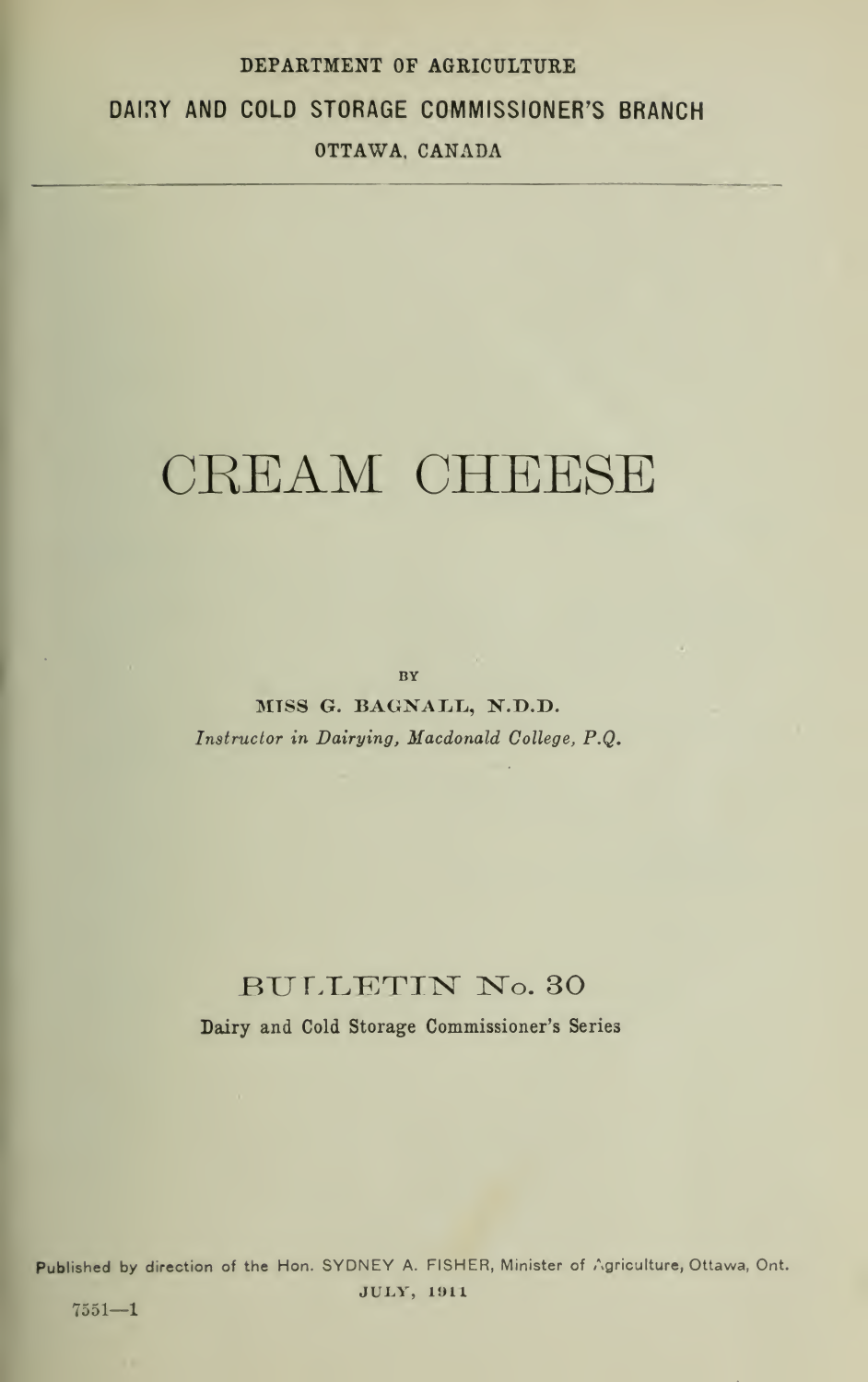DEPARTMENT OF AGRICULTURE

DAIRY AND COLD STORAGE COMMISSIONER'S BRANCH

OTTAWA, CANADA

---

# CREAM CHEESE

BY

MISS G. BAGNALL, N.D.D.

*Instructor in Dairying, Macdonald College, P.Q.*

## BULLETIN No. 30

Dairy and Cold Storage Commissioner's Series

Published by direction of the Hon. SYDNEY A. FISHER, Minister of Agriculture, Ottawa, Ont.

JULY, 1911

7551—1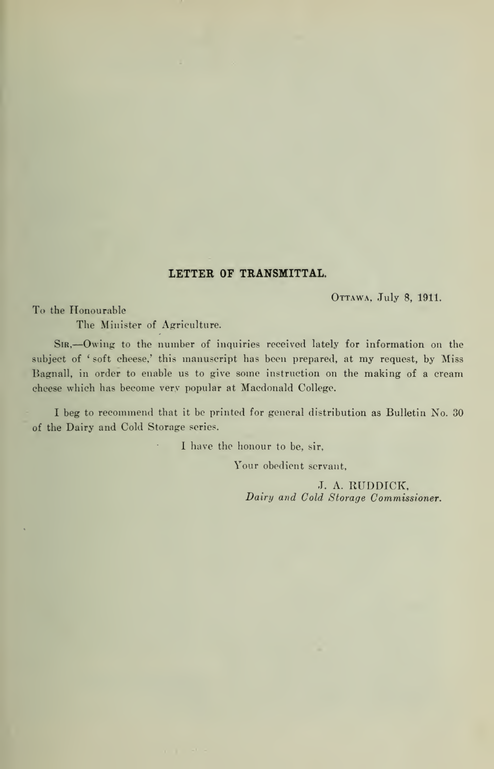## LETTER OF TRANSMITTAL.

OTTAWA, July 8, 1911.

To the Honourable
The Minister of Agriculture.

SIR,—Owing to the number of inquiries received lately for information on the subject of 'soft cheese,' this manuscript has been prepared, at my request, by Miss Bagnall, in order to enable us to give some instruction on the making of a cream cheese which has become very popular at Macdonald College.

I beg to recommend that it be printed for general distribution as Bulletin No. 30 of the Dairy and Cold Storage series.

I have the honour to be, sir,

Your obedient servant,

J. A. RUDDICK,
*Dairy and Cold Storage Commissioner.*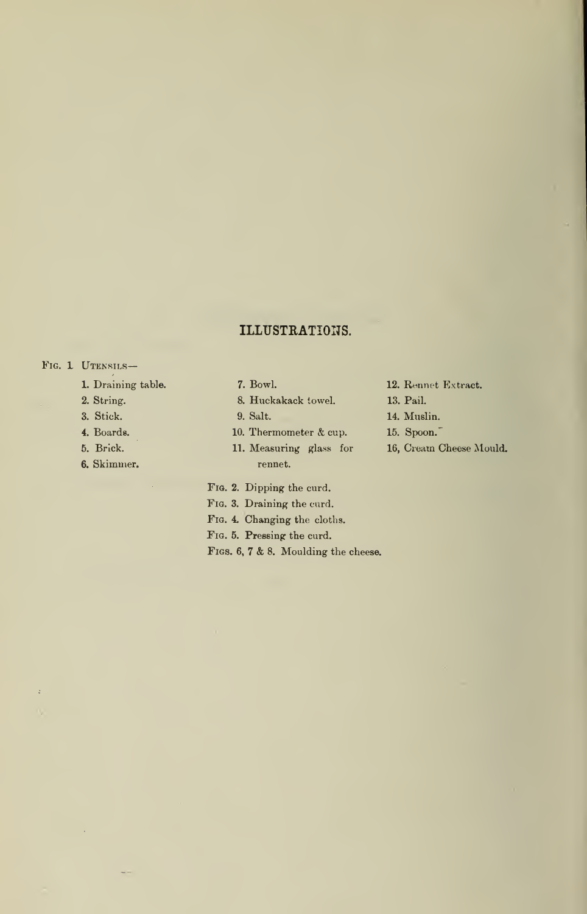## ILLUSTRATIONS.

FIG. 1 UTENSILS—

1. Draining table.
2. String.
3. Stick.
4. Boards.
5. Brick.
6. Skimmer.
7. Bowl.
8. Huckakack towel.
9. Salt.
10. Thermometer & cup.
11. Measuring glass for rennet.
12. Rennet Extract.
13. Pail.
14. Muslin.
15. Spoon.
16. Cream Cheese Mould.

FIG. 2. Dipping the curd.

FIG. 3. Draining the curd.

FIG. 4. Changing the cloths.

FIG. 5. Pressing the curd.

FIGS. 6, 7 & 8. Moulding the cheese.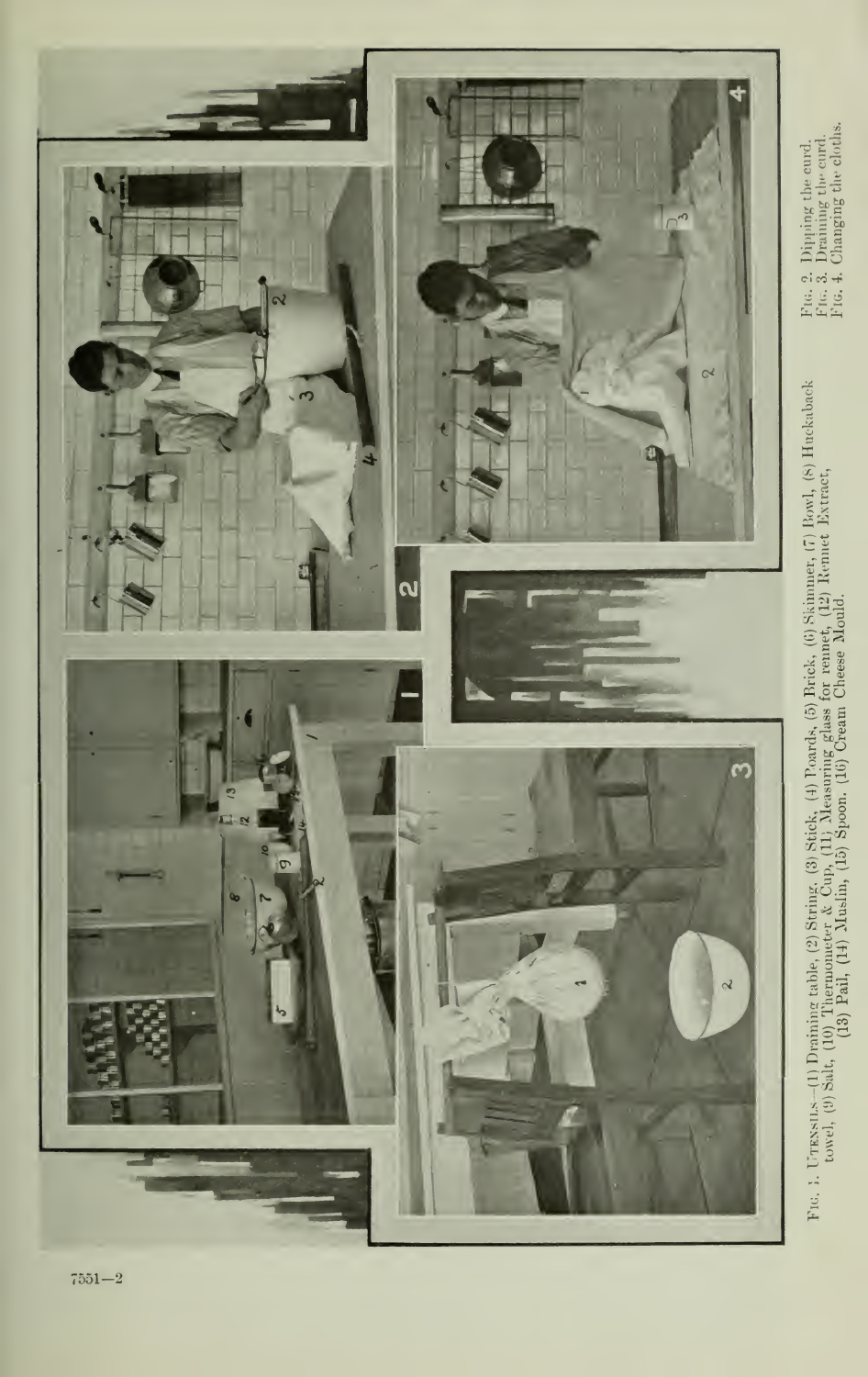Fig. 1. Utensils.—(1) Draining table, (2) String, (3) Stick, (4) Boards, (5) Brick, (6) Skimmer, (7) Bowl, (8) Huckaback towel, (9) Salt, (10) Thermometer & Cup, (11) Measuring glass for rennet, (12) Rennet Extract, (13) Pail, (14) Muslin, (15) Spoon, (16) Cream Cheese Mould.

Fig. 2. Dipping the curd.
Fig. 3. Draining the curd.
Fig. 4. Changing the cloths.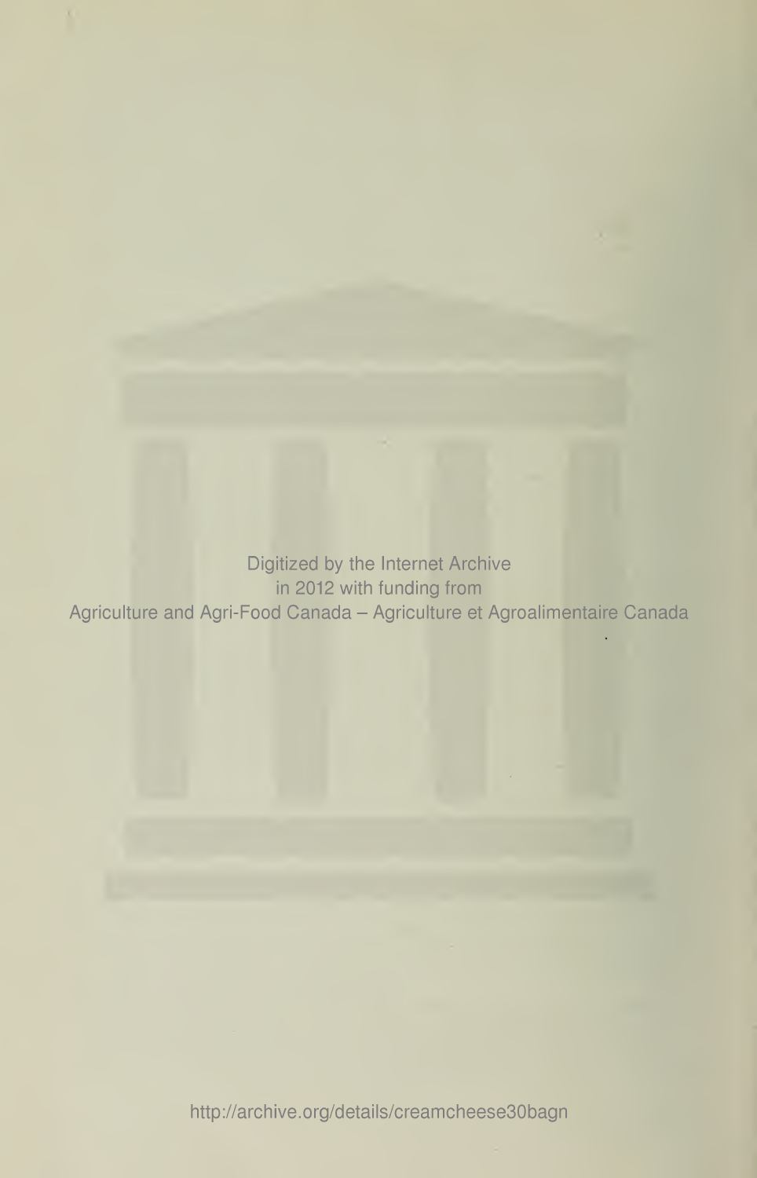Digitized by the Internet Archive
in 2012 with funding from
Agriculture and Agri-Food Canada – Agriculture et Agroalimentaire Canada

http://archive.org/details/creamcheese30bagn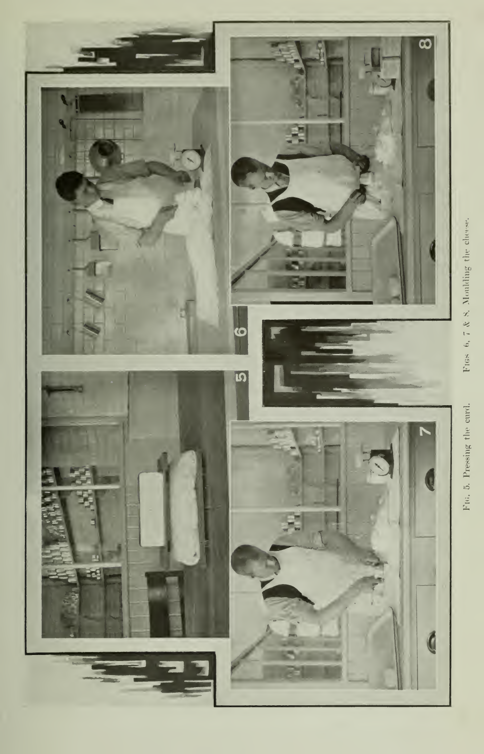Fig. 5. Pressing the curd. Figs 6, 7 & 8. Moulding the cheese.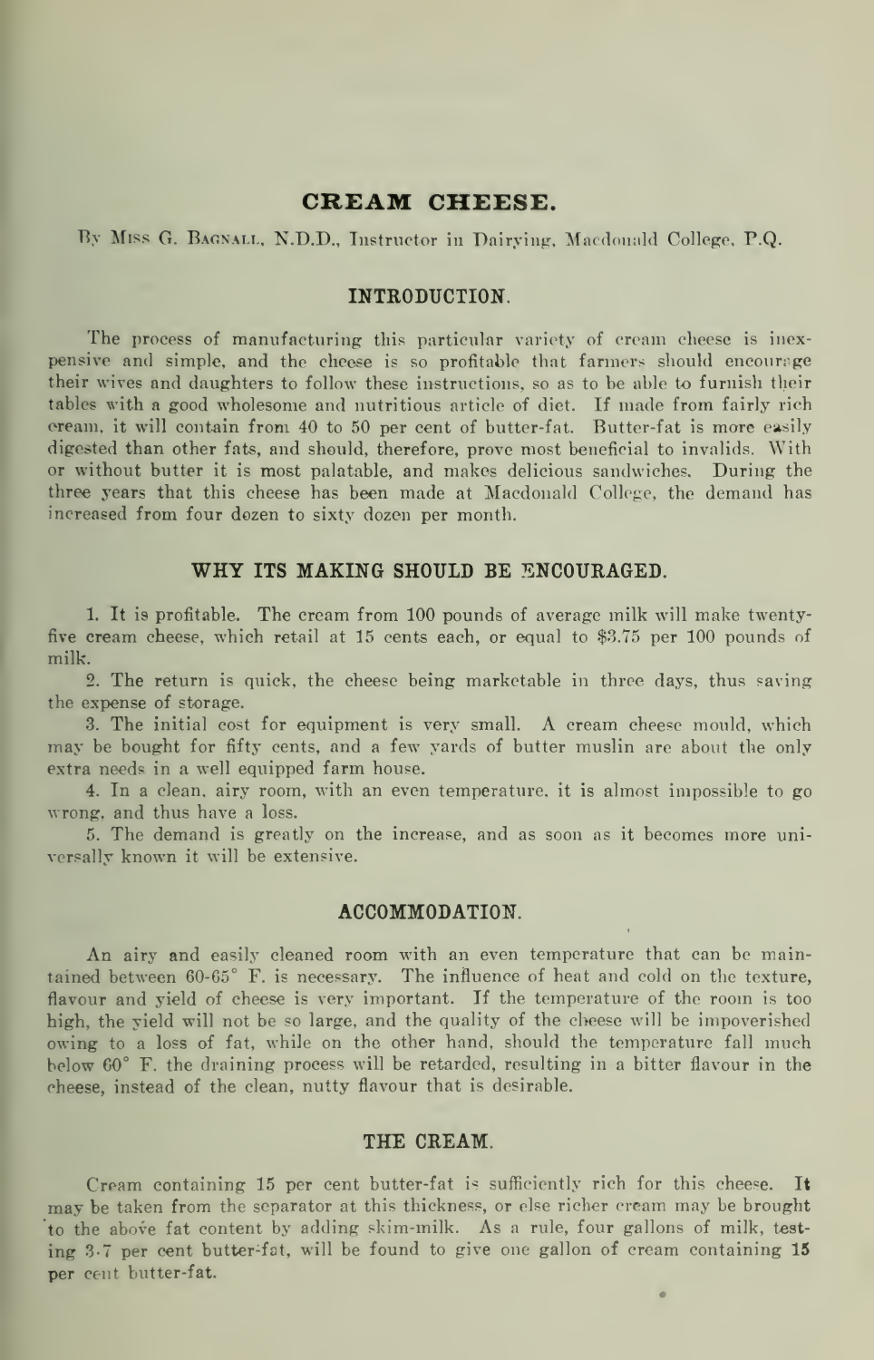# CREAM CHEESE.

By Miss G. Bagnall, N.D.D., Instructor in Dairying, Macdonald College, P.Q.

## INTRODUCTION.

The process of manufacturing this particular variety of cream cheese is inexpensive and simple, and the cheese is so profitable that farmers should encourage their wives and daughters to follow these instructions, so as to be able to furnish their tables with a good wholesome and nutritious article of diet. If made from fairly rich cream, it will contain from 40 to 50 per cent of butter-fat. Butter-fat is more easily digested than other fats, and should, therefore, prove most beneficial to invalids. With or without butter it is most palatable, and makes delicious sandwiches. During the three years that this cheese has been made at Macdonald College, the demand has increased from four dozen to sixty dozen per month.

## WHY ITS MAKING SHOULD BE ENCOURAGED.

1. It is profitable. The cream from 100 pounds of average milk will make twenty-five cream cheese, which retail at 15 cents each, or equal to $3.75 per 100 pounds of milk.
2. The return is quick, the cheese being marketable in three days, thus saving the expense of storage.
3. The initial cost for equipment is very small. A cream cheese mould, which may be bought for fifty cents, and a few yards of butter muslin are about the only extra needs in a well equipped farm house.
4. In a clean, airy room, with an even temperature, it is almost impossible to go wrong, and thus have a loss.
5. The demand is greatly on the increase, and as soon as it becomes more universally known it will be extensive.

## ACCOMMODATION.

An airy and easily cleaned room with an even temperature that can be maintained between 60-65° F. is necessary. The influence of heat and cold on the texture, flavour and yield of cheese is very important. If the temperature of the room is too high, the yield will not be so large, and the quality of the cheese will be impoverished owing to a loss of fat, while on the other hand, should the temperature fall much below 60° F. the draining process will be retarded, resulting in a bitter flavour in the cheese, instead of the clean, nutty flavour that is desirable.

## THE CREAM.

Cream containing 15 per cent butter-fat is sufficiently rich for this cheese. **It** may be taken from the separator at this thickness, or else richer cream may be brought to the above fat content by adding skim-milk. As a rule, four gallons of milk, testing 3·7 per cent butter-fat, will be found to give one gallon of cream containing **15** per cent butter-fat.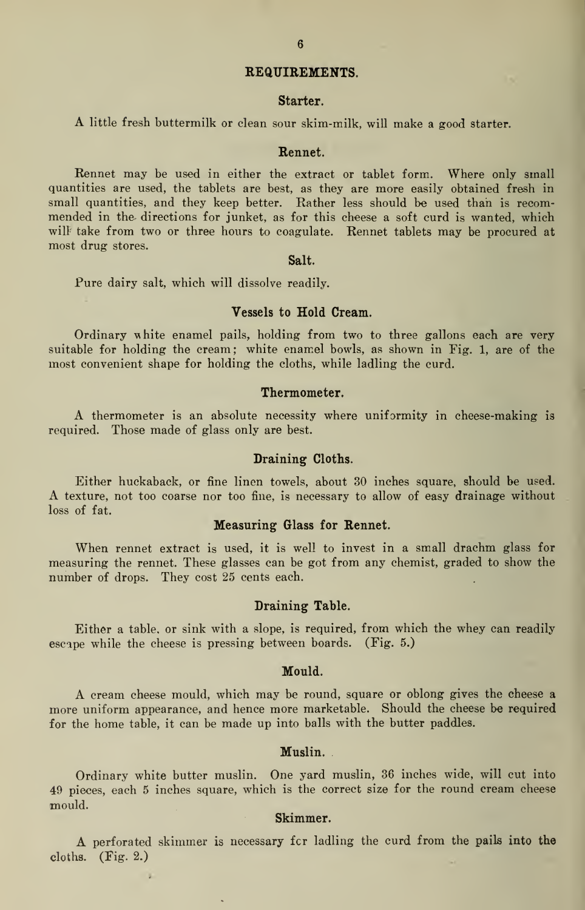## REQUIREMENTS.

### Starter.

A little fresh buttermilk or clean sour skim-milk, will make a good starter.

### Rennet.

Rennet may be used in either the extract or tablet form. Where only small quantities are used, the tablets are best, as they are more easily obtained fresh in small quantities, and they keep better. Rather less should be used than is recommended in the directions for junket, as for this cheese a soft curd is wanted, which will take from two or three hours to coagulate. Rennet tablets may be procured at most drug stores.

### Salt.

Pure dairy salt, which will dissolve readily.

### Vessels to Hold Cream.

Ordinary white enamel pails, holding from two to three gallons each are very suitable for holding the cream; white enamel bowls, as shown in Fig. 1, are of the most convenient shape for holding the cloths, while ladling the curd.

### Thermometer.

A thermometer is an absolute necessity where uniformity in cheese-making is required. Those made of glass only are best.

### Draining Cloths.

Either huckaback, or fine linen towels, about 30 inches square, should be used. A texture, not too coarse nor too fine, is necessary to allow of easy drainage without loss of fat.

### Measuring Glass for Rennet.

When rennet extract is used, it is well to invest in a small drachm glass for measuring the rennet. These glasses can be got from any chemist, graded to show the number of drops. They cost 25 cents each.

### Draining Table.

Either a table, or sink with a slope, is required, from which the whey can readily escape while the cheese is pressing between boards. (Fig. 5.)

### Mould.

A cream cheese mould, which may be round, square or oblong gives the cheese a more uniform appearance, and hence more marketable. Should the cheese be required for the home table, it can be made up into balls with the butter paddles.

### Muslin.

Ordinary white butter muslin. One yard muslin, 36 inches wide, will cut into 49 pieces, each 5 inches square, which is the correct size for the round cream cheese mould.

### Skimmer.

A perforated skimmer is necessary for ladling the curd from the pails into the cloths. (Fig. 2.)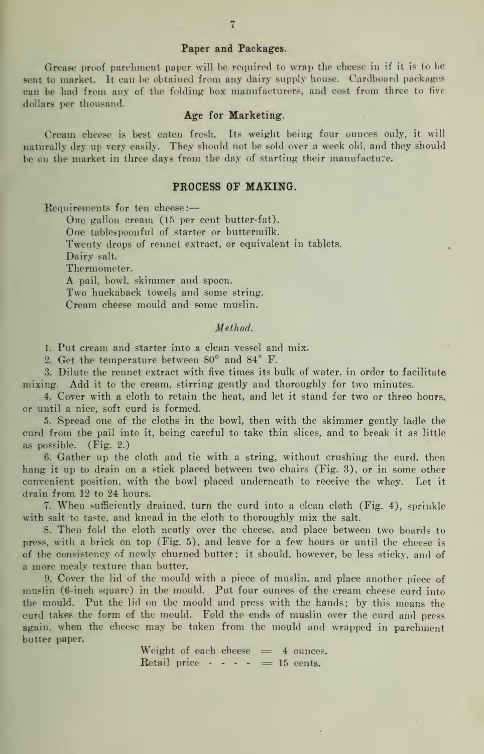### Paper and Packages.

Grease proof parchment paper will be required to wrap the cheese in if it is to be sent to market. It can be obtained from any dairy supply house. Cardboard packages can be had from any of the folding box manufacturers, and cost from three to five dollars per thousand.

### Age for Marketing.

Cream cheese is best eaten fresh. Its weight being four ounces only, it will naturally dry up very easily. They should not be sold over a week old, and they should be on the market in three days from the day of starting their manufacture.

## PROCESS OF MAKING.

Requirements for ten cheese:—

- One gallon cream (15 per cent butter-fat).
- One tablespoonful of starter or buttermilk.
- Twenty drops of rennet extract, or equivalent in tablets.
- Dairy salt.
- Thermometer.
- A pail, bowl, skimmer and spoon.
- Two huckaback towels and some string.
- Cream cheese mould and some muslin.

*Method.*

1. Put cream and starter into a clean vessel and mix.
2. Get the temperature between 80° and 84° F.
3. Dilute the rennet extract with five times its bulk of water, in order to facilitate mixing. Add it to the cream, stirring gently and thoroughly for two minutes.
4. Cover with a cloth to retain the heat, and let it stand for two or three hours, or until a nice, soft curd is formed.
5. Spread one of the cloths in the bowl, then with the skimmer gently ladle the curd from the pail into it, being careful to take thin slices, and to break it as little as possible. (Fig. 2.)
6. Gather up the cloth and tie with a string, without crushing the curd, then hang it up to drain on a stick placed between two chairs (Fig. 3), or in some other convenient position, with the bowl placed underneath to receive the whey. Let it drain from 12 to 24 hours.
7. When sufficiently drained, turn the curd into a clean cloth (Fig. 4), sprinkle with salt to taste, and knead in the cloth to thoroughly mix the salt.
8. Then fold the cloth neatly over the cheese, and place between two boards to press, with a brick on top (Fig. 5), and leave for a few hours or until the cheese is of the consistency of newly churned butter; it should, however, be less sticky, and of a more mealy texture than butter.
9. Cover the lid of the mould with a piece of muslin, and place another piece of muslin (6-inch square) in the mould. Put four ounces of the cream cheese curd into the mould. Put the lid on the mould and press with the hands; by this means the curd takes the form of the mould. Fold the ends of muslin over the curd and press again, when the cheese may be taken from the mould and wrapped in parchment butter paper.

Weight of each cheese = 4 ounces.
Retail price - - - - = 15 cents.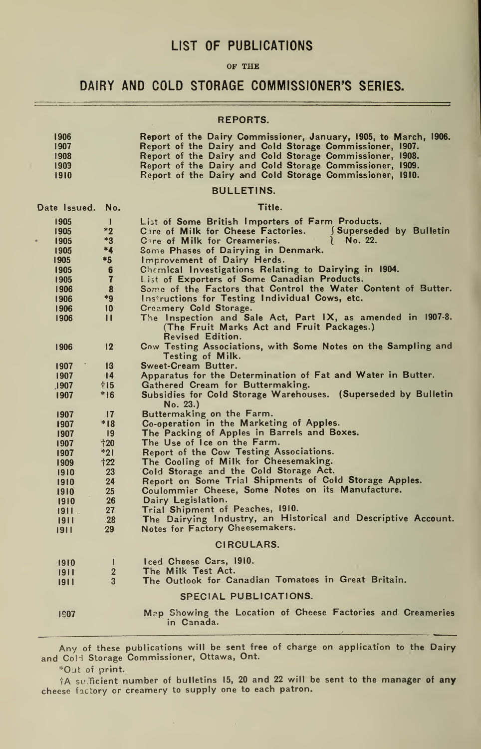# LIST OF PUBLICATIONS

OF THE

## DAIRY AND COLD STORAGE COMMISSIONER'S SERIES.

### REPORTS.

| | |
|---|---|
| 1906 | Report of the Dairy Commissioner, January, 1905, to March, 1906. |
| 1907 | Report of the Dairy and Cold Storage Commissioner, 1907. |
| 1908 | Report of the Dairy and Cold Storage Commissioner, 1908. |
| 1909 | Report of the Dairy and Cold Storage Commissioner, 1909. |
| 1910 | Report of the Dairy and Cold Storage Commissioner, 1910. |

### BULLETINS.

| Date Issued. | No. | Title. |
|---|---|---|
| 1905 | 1 | List of Some British Importers of Farm Products. |
| 1905 | *2 | Care of Milk for Cheese Factories. } Superseded by Bulletin No. 22. |
| 1905 | *3 | Care of Milk for Creameries. } |
| 1905 | *4 | Some Phases of Dairying in Denmark. |
| 1905 | *5 | Improvement of Dairy Herds. |
| 1905 | 6 | Chemical Investigations Relating to Dairying in 1904. |
| 1905 | 7 | List of Exporters of Some Canadian Products. |
| 1906 | 8 | Some of the Factors that Control the Water Content of Butter. |
| 1906 | *9 | Instructions for Testing Individual Cows, etc. |
| 1906 | 10 | Creamery Cold Storage. |
| 1906 | 11 | The Inspection and Sale Act, Part IX, as amended in 1907-8. (The Fruit Marks Act and Fruit Packages.) Revised Edition. |
| 1906 | 12 | Cow Testing Associations, with Some Notes on the Sampling and Testing of Milk. |
| 1907 | 13 | Sweet-Cream Butter. |
| 1907 | 14 | Apparatus for the Determination of Fat and Water in Butter. |
| 1907 | †15 | Gathered Cream for Buttermaking. |
| 1907 | *16 | Subsidies for Cold Storage Warehouses. (Superseded by Bulletin No. 23.) |
| 1907 | 17 | Buttermaking on the Farm. |
| 1907 | *18 | Co-operation in the Marketing of Apples. |
| 1907 | 19 | The Packing of Apples in Barrels and Boxes. |
| 1907 | †20 | The Use of Ice on the Farm. |
| 1907 | *21 | Report of the Cow Testing Associations. |
| 1909 | †22 | The Cooling of Milk for Cheesemaking. |
| 1910 | 23 | Cold Storage and the Cold Storage Act. |
| 1910 | 24 | Report on Some Trial Shipments of Cold Storage Apples. |
| 1910 | 25 | Coulommier Cheese, Some Notes on its Manufacture. |
| 1910 | 26 | Dairy Legislation. |
| 1911 | 27 | Trial Shipment of Peaches, 1910. |
| 1911 | 28 | The Dairying Industry, an Historical and Descriptive Account. |
| 1911 | 29 | Notes for Factory Cheesemakers. |

### CIRCULARS.

| | | |
|---|---|---|
| 1910 | 1 | Iced Cheese Cars, 1910. |
| 1911 | 2 | The Milk Test Act. |
| 1911 | 3 | The Outlook for Canadian Tomatoes in Great Britain. |

### SPECIAL PUBLICATIONS.

| | |
|---|---|
| 1907 | Map Showing the Location of Cheese Factories and Creameries in Canada. |

Any of these publications will be sent free of charge on application to the Dairy and Cold Storage Commissioner, Ottawa, Ont.

*Out of print.

†A sufficient number of bulletins 15, 20 and 22 will be sent to the manager of any cheese factory or creamery to supply one to each patron.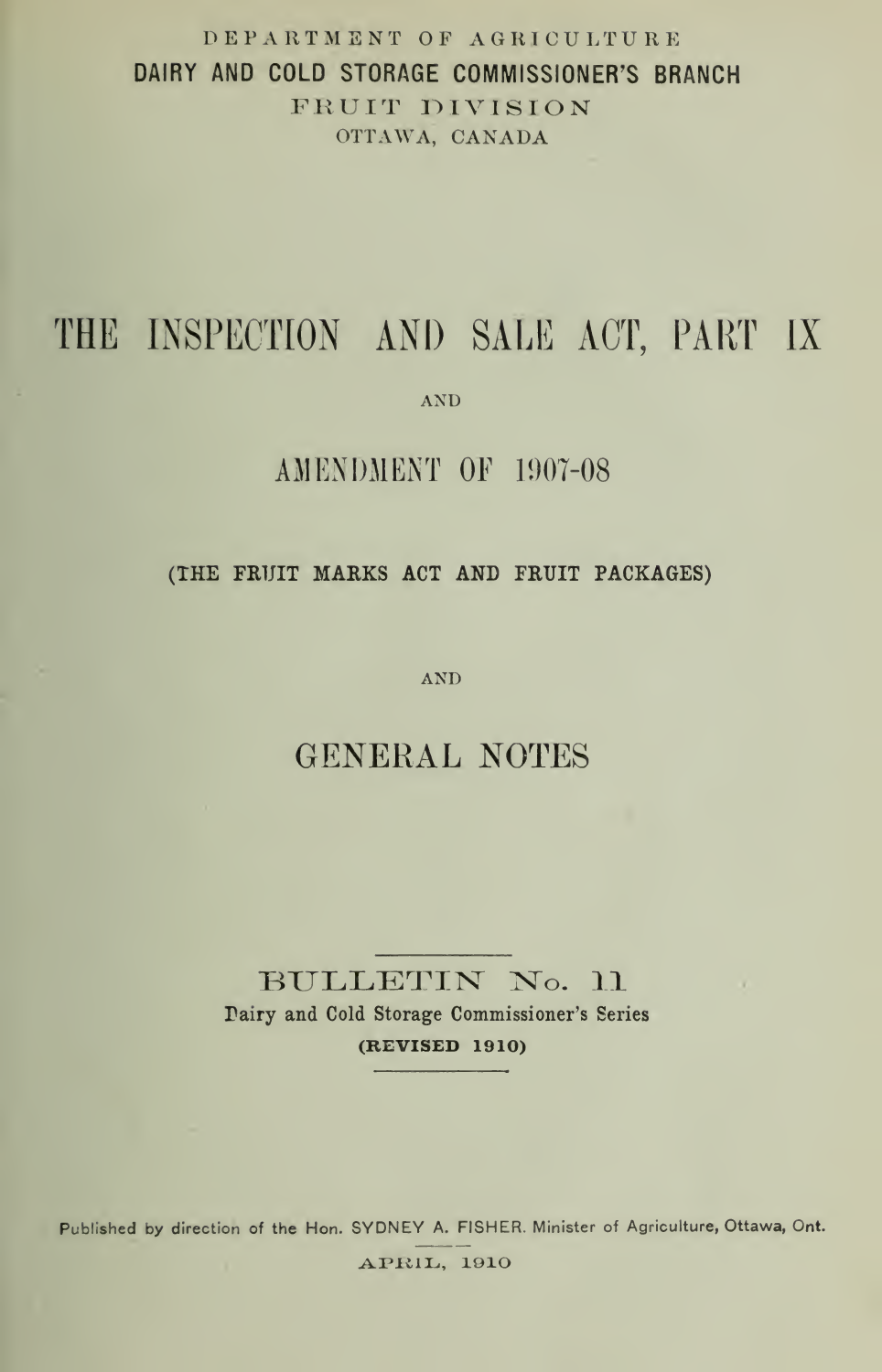DEPARTMENT OF AGRICULTURE

DAIRY AND COLD STORAGE COMMISSIONER'S BRANCH

FRUIT DIVISION

OTTAWA, CANADA

# THE INSPECTION AND SALE ACT, PART IX

AND

## AMENDMENT OF 1907-08

**(THE FRUIT MARKS ACT AND FRUIT PACKAGES)**

AND

## GENERAL NOTES

BULLETIN No. 11

Dairy and Cold Storage Commissioner's Series

**(REVISED 1910)**

Published by direction of the Hon. SYDNEY A. FISHER. Minister of Agriculture, Ottawa, Ont.

APRIL, 1910